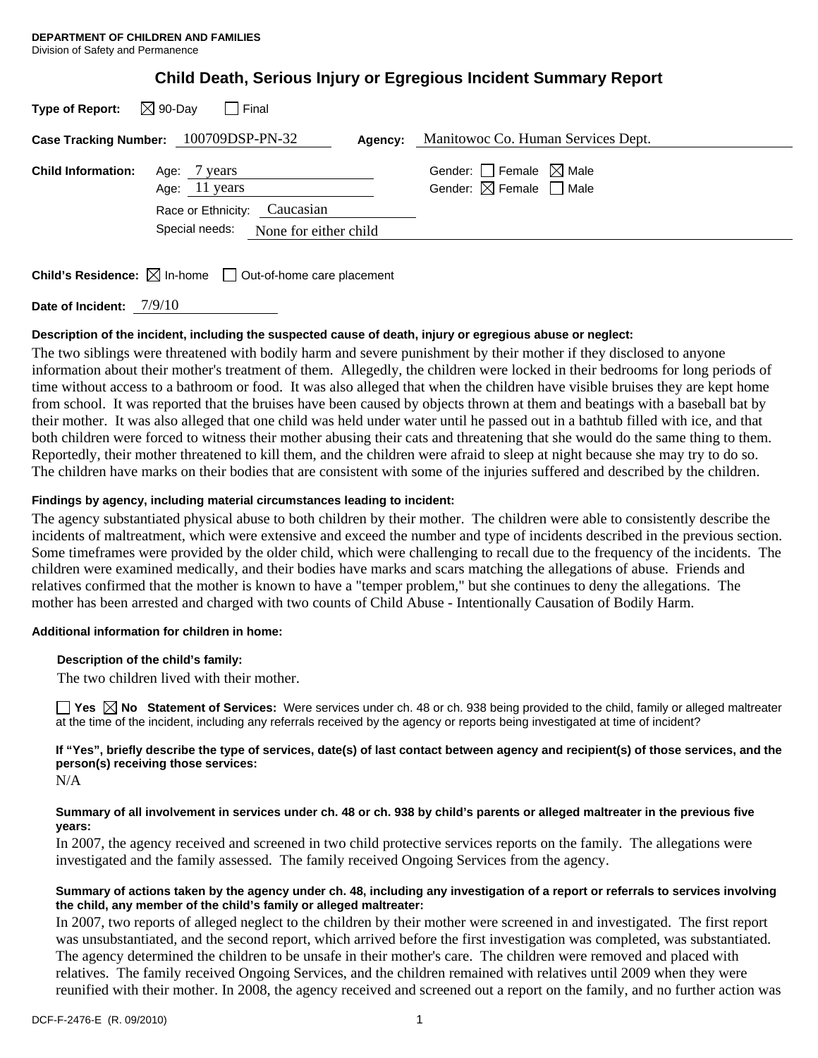**DEPARTMENT OF CHILDREN AND FAMILIES**
Division of Safety and Permanence

# Child Death, Serious Injury or Egregious Incident Summary Report

**Type of Report:** ☒ 90-Day ☐ Final

**Case Tracking Number:** 100709DSP-PN-32 **Agency:** Manitowoc Co. Human Services Dept.

**Child Information:** Age: 7 years Gender: ☐ Female ☒ Male
Age: 11 years Gender: ☒ Female ☐ Male
Race or Ethnicity: Caucasian
Special needs: None for either child

**Child's Residence:** ☒ In-home ☐ Out-of-home care placement

**Date of Incident:** 7/9/10

**Description of the incident, including the suspected cause of death, injury or egregious abuse or neglect:**

The two siblings were threatened with bodily harm and severe punishment by their mother if they disclosed to anyone information about their mother's treatment of them. Allegedly, the children were locked in their bedrooms for long periods of time without access to a bathroom or food. It was also alleged that when the children have visible bruises they are kept home from school. It was reported that the bruises have been caused by objects thrown at them and beatings with a baseball bat by their mother. It was also alleged that one child was held under water until he passed out in a bathtub filled with ice, and that both children were forced to witness their mother abusing their cats and threatening that she would do the same thing to them. Reportedly, their mother threatened to kill them, and the children were afraid to sleep at night because she may try to do so. The children have marks on their bodies that are consistent with some of the injuries suffered and described by the children.

**Findings by agency, including material circumstances leading to incident:**

The agency substantiated physical abuse to both children by their mother. The children were able to consistently describe the incidents of maltreatment, which were extensive and exceed the number and type of incidents described in the previous section. Some timeframes were provided by the older child, which were challenging to recall due to the frequency of the incidents. The children were examined medically, and their bodies have marks and scars matching the allegations of abuse. Friends and relatives confirmed that the mother is known to have a "temper problem," but she continues to deny the allegations. The mother has been arrested and charged with two counts of Child Abuse - Intentionally Causation of Bodily Harm.

**Additional information for children in home:**

**Description of the child's family:**

The two children lived with their mother.

☐ **Yes** ☒ **No** **Statement of Services:** Were services under ch. 48 or ch. 938 being provided to the child, family or alleged maltreater at the time of the incident, including any referrals received by the agency or reports being investigated at time of incident?

**If "Yes", briefly describe the type of services, date(s) of last contact between agency and recipient(s) of those services, and the person(s) receiving those services:**

N/A

**Summary of all involvement in services under ch. 48 or ch. 938 by child's parents or alleged maltreater in the previous five years:**

In 2007, the agency received and screened in two child protective services reports on the family. The allegations were investigated and the family assessed. The family received Ongoing Services from the agency.

**Summary of actions taken by the agency under ch. 48, including any investigation of a report or referrals to services involving the child, any member of the child's family or alleged maltreater:**

In 2007, two reports of alleged neglect to the children by their mother were screened in and investigated. The first report was unsubstantiated, and the second report, which arrived before the first investigation was completed, was substantiated. The agency determined the children to be unsafe in their mother's care. The children were removed and placed with relatives. The family received Ongoing Services, and the children remained with relatives until 2009 when they were reunified with their mother. In 2008, the agency received and screened out a report on the family, and no further action was

DCF-F-2476-E (R. 09/2010)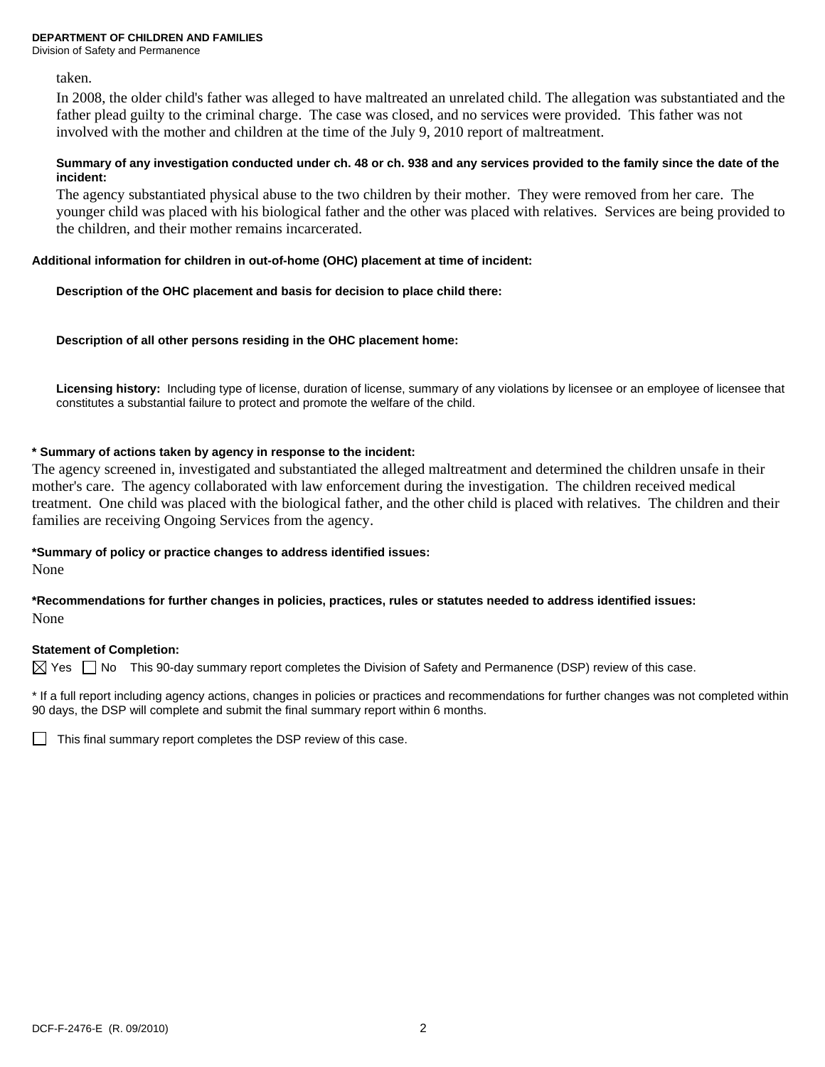taken.

In 2008, the older child's father was alleged to have maltreated an unrelated child. The allegation was substantiated and the father plead guilty to the criminal charge. The case was closed, and no services were provided. This father was not involved with the mother and children at the time of the July 9, 2010 report of maltreatment.

**Summary of any investigation conducted under ch. 48 or ch. 938 and any services provided to the family since the date of the incident:**

The agency substantiated physical abuse to the two children by their mother. They were removed from her care. The younger child was placed with his biological father and the other was placed with relatives. Services are being provided to the children, and their mother remains incarcerated.

**Additional information for children in out-of-home (OHC) placement at time of incident:**

**Description of the OHC placement and basis for decision to place child there:**

**Description of all other persons residing in the OHC placement home:**

**Licensing history:** Including type of license, duration of license, summary of any violations by licensee or an employee of licensee that constitutes a substantial failure to protect and promote the welfare of the child.

**\* Summary of actions taken by agency in response to the incident:**

The agency screened in, investigated and substantiated the alleged maltreatment and determined the children unsafe in their mother's care. The agency collaborated with law enforcement during the investigation. The children received medical treatment. One child was placed with the biological father, and the other child is placed with relatives. The children and their families are receiving Ongoing Services from the agency.

**\*Summary of policy or practice changes to address identified issues:**

None

**\*Recommendations for further changes in policies, practices, rules or statutes needed to address identified issues:**

None

**Statement of Completion:**

☒ Yes ☐ No This 90-day summary report completes the Division of Safety and Permanence (DSP) review of this case.

\* If a full report including agency actions, changes in policies or practices and recommendations for further changes was not completed within 90 days, the DSP will complete and submit the final summary report within 6 months.

☐ This final summary report completes the DSP review of this case.